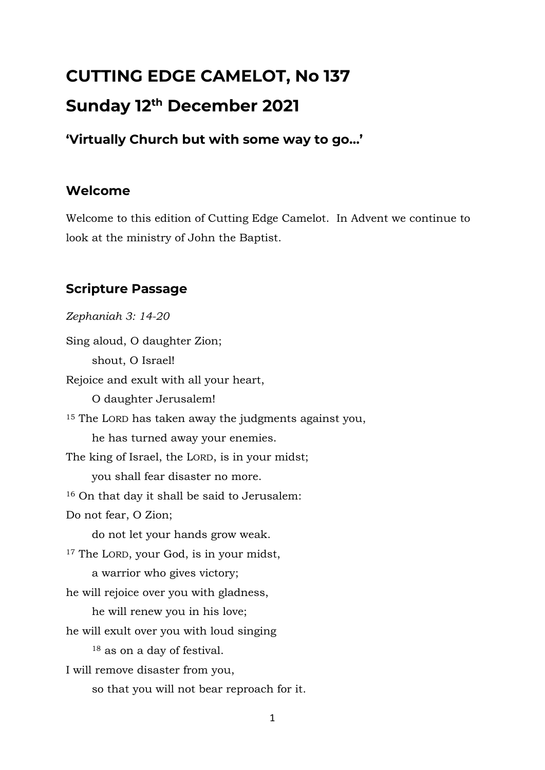# CUTTING EDGE CAMELOT, No 137

# Sunday 12th December 2021

### 'Virtually Church but with some way to go…'

## Welcome

Welcome to this edition of Cutting Edge Camelot. In Advent we continue to look at the ministry of John the Baptist.

## Scripture Passage

*Zephaniah 3: 14-20*

Sing aloud, O daughter Zion;
  shout, O Israel!
Rejoice and exult with all your heart,
  O daughter Jerusalem!
[15] The LORD has taken away the judgments against you,
  he has turned away your enemies.
The king of Israel, the LORD, is in your midst;
  you shall fear disaster no more.
[16] On that day it shall be said to Jerusalem:
Do not fear, O Zion;
  do not let your hands grow weak.
[17] The LORD, your God, is in your midst,
  a warrior who gives victory;
he will rejoice over you with gladness,
  he will renew you in his love;
he will exult over you with loud singing
  [18] as on a day of festival.
I will remove disaster from you,
  so that you will not bear reproach for it.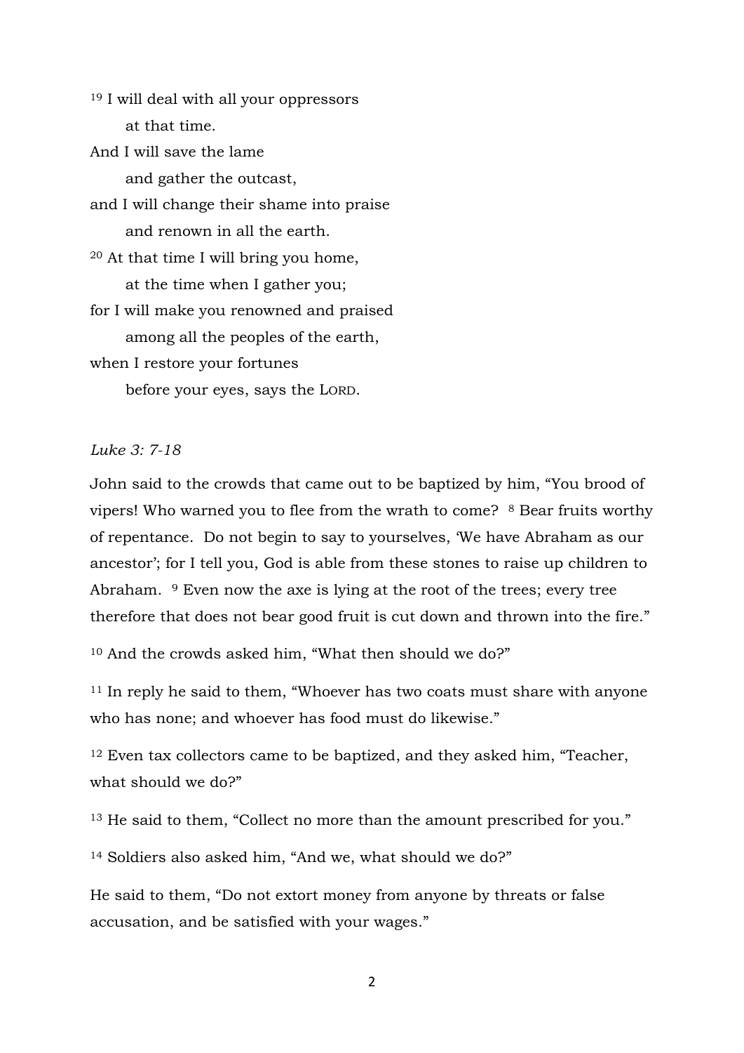[19] I will deal with all your oppressors  
    at that time.  
And I will save the lame  
    and gather the outcast,  
and I will change their shame into praise  
    and renown in all the earth.  
[20] At that time I will bring you home,  
    at the time when I gather you;  
for I will make you renowned and praised  
    among all the peoples of the earth,  
when I restore your fortunes  
    before your eyes, says the LORD.

*Luke 3: 7-18*

John said to the crowds that came out to be baptized by him, "You brood of vipers! Who warned you to flee from the wrath to come? [8] Bear fruits worthy of repentance. Do not begin to say to yourselves, 'We have Abraham as our ancestor'; for I tell you, God is able from these stones to raise up children to Abraham. [9] Even now the axe is lying at the root of the trees; every tree therefore that does not bear good fruit is cut down and thrown into the fire."

[10] And the crowds asked him, "What then should we do?"

[11] In reply he said to them, "Whoever has two coats must share with anyone who has none; and whoever has food must do likewise."

[12] Even tax collectors came to be baptized, and they asked him, "Teacher, what should we do?"

[13] He said to them, "Collect no more than the amount prescribed for you."

[14] Soldiers also asked him, "And we, what should we do?"

He said to them, "Do not extort money from anyone by threats or false accusation, and be satisfied with your wages."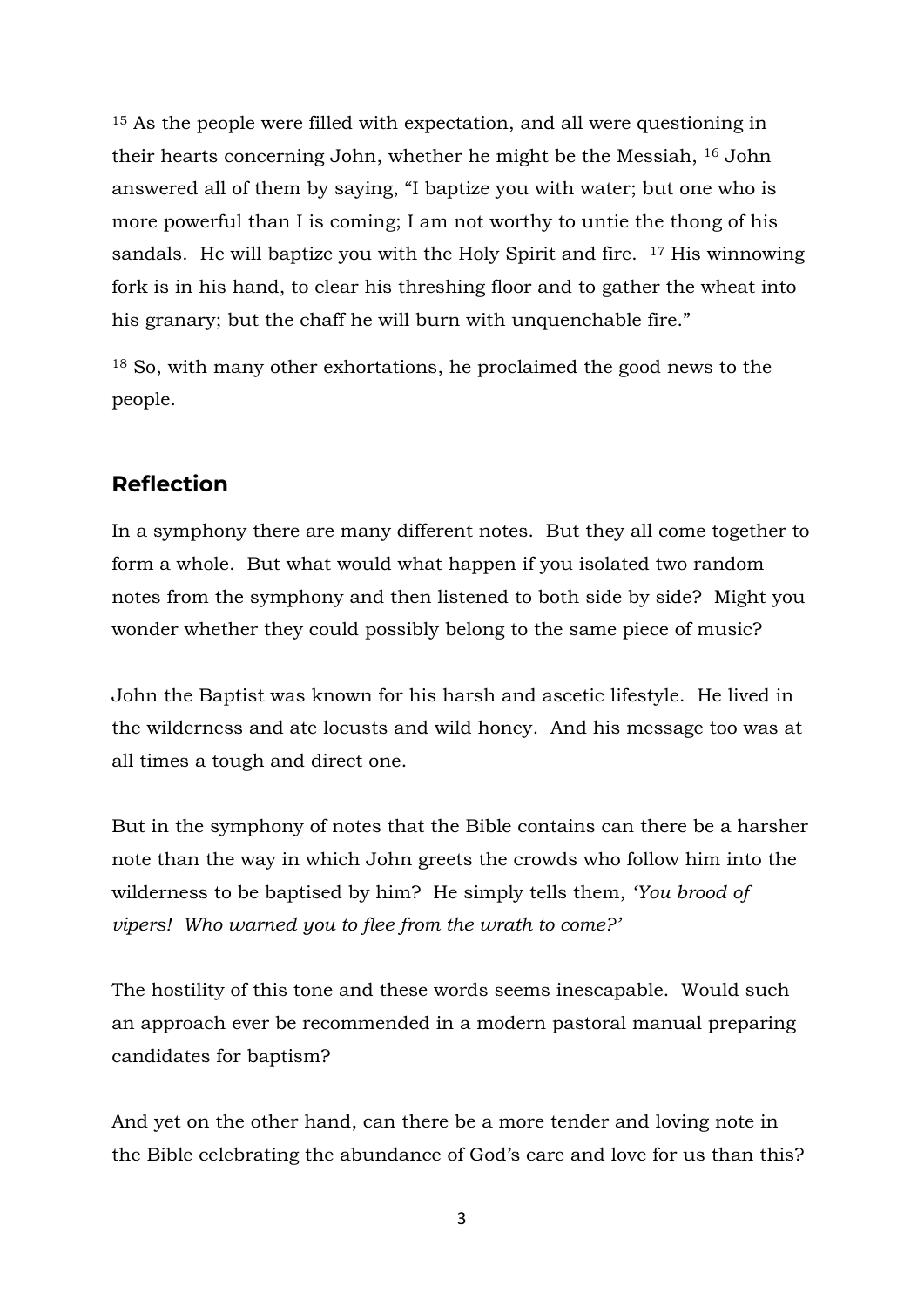[15] As the people were filled with expectation, and all were questioning in their hearts concerning John, whether he might be the Messiah, [16] John answered all of them by saying, "I baptize you with water; but one who is more powerful than I is coming; I am not worthy to untie the thong of his sandals. He will baptize you with the Holy Spirit and fire. [17] His winnowing fork is in his hand, to clear his threshing floor and to gather the wheat into his granary; but the chaff he will burn with unquenchable fire."

[18] So, with many other exhortations, he proclaimed the good news to the people.

## Reflection

In a symphony there are many different notes. But they all come together to form a whole. But what would what happen if you isolated two random notes from the symphony and then listened to both side by side? Might you wonder whether they could possibly belong to the same piece of music?

John the Baptist was known for his harsh and ascetic lifestyle. He lived in the wilderness and ate locusts and wild honey. And his message too was at all times a tough and direct one.

But in the symphony of notes that the Bible contains can there be a harsher note than the way in which John greets the crowds who follow him into the wilderness to be baptised by him? He simply tells them, *'You brood of vipers! Who warned you to flee from the wrath to come?'*

The hostility of this tone and these words seems inescapable. Would such an approach ever be recommended in a modern pastoral manual preparing candidates for baptism?

And yet on the other hand, can there be a more tender and loving note in the Bible celebrating the abundance of God's care and love for us than this?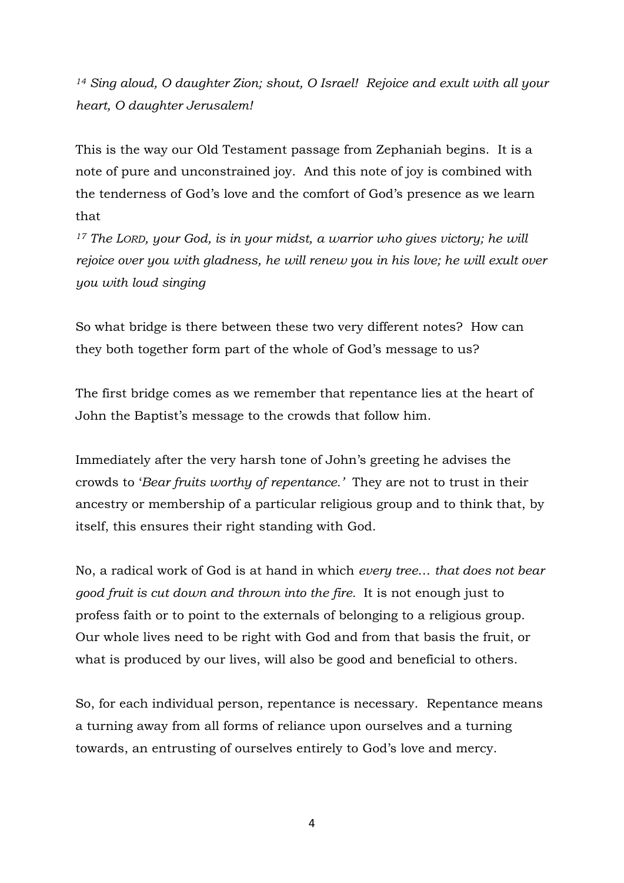*[14] Sing aloud, O daughter Zion; shout, O Israel!  Rejoice and exult with all your heart, O daughter Jerusalem!*

This is the way our Old Testament passage from Zephaniah begins.  It is a note of pure and unconstrained joy.  And this note of joy is combined with the tenderness of God's love and the comfort of God's presence as we learn that

*[17] The LORD, your God, is in your midst, a warrior who gives victory; he will rejoice over you with gladness, he will renew you in his love; he will exult over you with loud singing*

So what bridge is there between these two very different notes?  How can they both together form part of the whole of God's message to us?

The first bridge comes as we remember that repentance lies at the heart of John the Baptist's message to the crowds that follow him.

Immediately after the very harsh tone of John's greeting he advises the crowds to '*Bear fruits worthy of repentance.'*  They are not to trust in their ancestry or membership of a particular religious group and to think that, by itself, this ensures their right standing with God.

No, a radical work of God is at hand in which *every tree… that does not bear good fruit is cut down and thrown into the fire.*  It is not enough just to profess faith or to point to the externals of belonging to a religious group. Our whole lives need to be right with God and from that basis the fruit, or what is produced by our lives, will also be good and beneficial to others.

So, for each individual person, repentance is necessary.  Repentance means a turning away from all forms of reliance upon ourselves and a turning towards, an entrusting of ourselves entirely to God's love and mercy.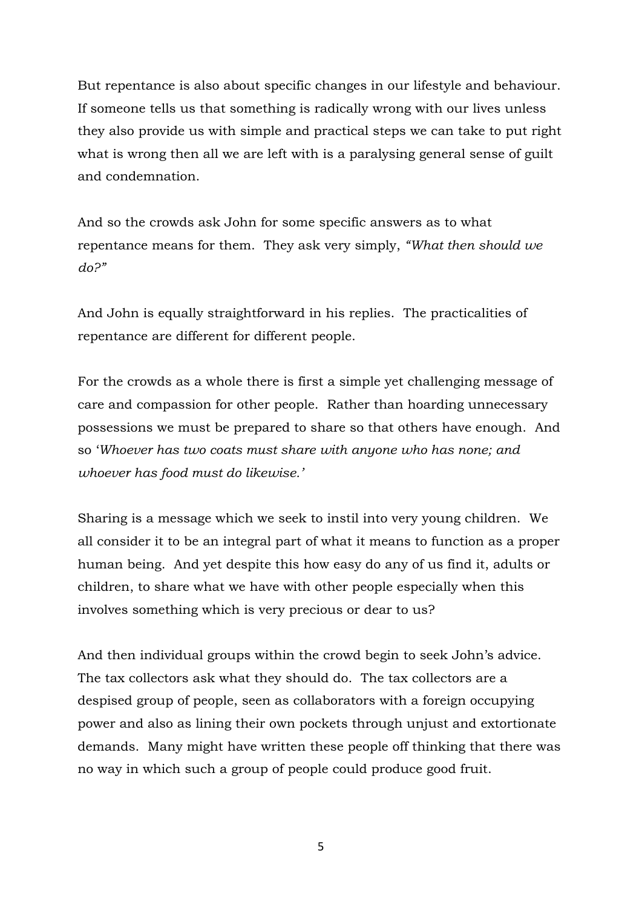But repentance is also about specific changes in our lifestyle and behaviour. If someone tells us that something is radically wrong with our lives unless they also provide us with simple and practical steps we can take to put right what is wrong then all we are left with is a paralysing general sense of guilt and condemnation.

And so the crowds ask John for some specific answers as to what repentance means for them. They ask very simply, *"What then should we do?"*

And John is equally straightforward in his replies. The practicalities of repentance are different for different people.

For the crowds as a whole there is first a simple yet challenging message of care and compassion for other people. Rather than hoarding unnecessary possessions we must be prepared to share so that others have enough. And so '*Whoever has two coats must share with anyone who has none; and whoever has food must do likewise.'*

Sharing is a message which we seek to instil into very young children. We all consider it to be an integral part of what it means to function as a proper human being. And yet despite this how easy do any of us find it, adults or children, to share what we have with other people especially when this involves something which is very precious or dear to us?

And then individual groups within the crowd begin to seek John's advice. The tax collectors ask what they should do. The tax collectors are a despised group of people, seen as collaborators with a foreign occupying power and also as lining their own pockets through unjust and extortionate demands. Many might have written these people off thinking that there was no way in which such a group of people could produce good fruit.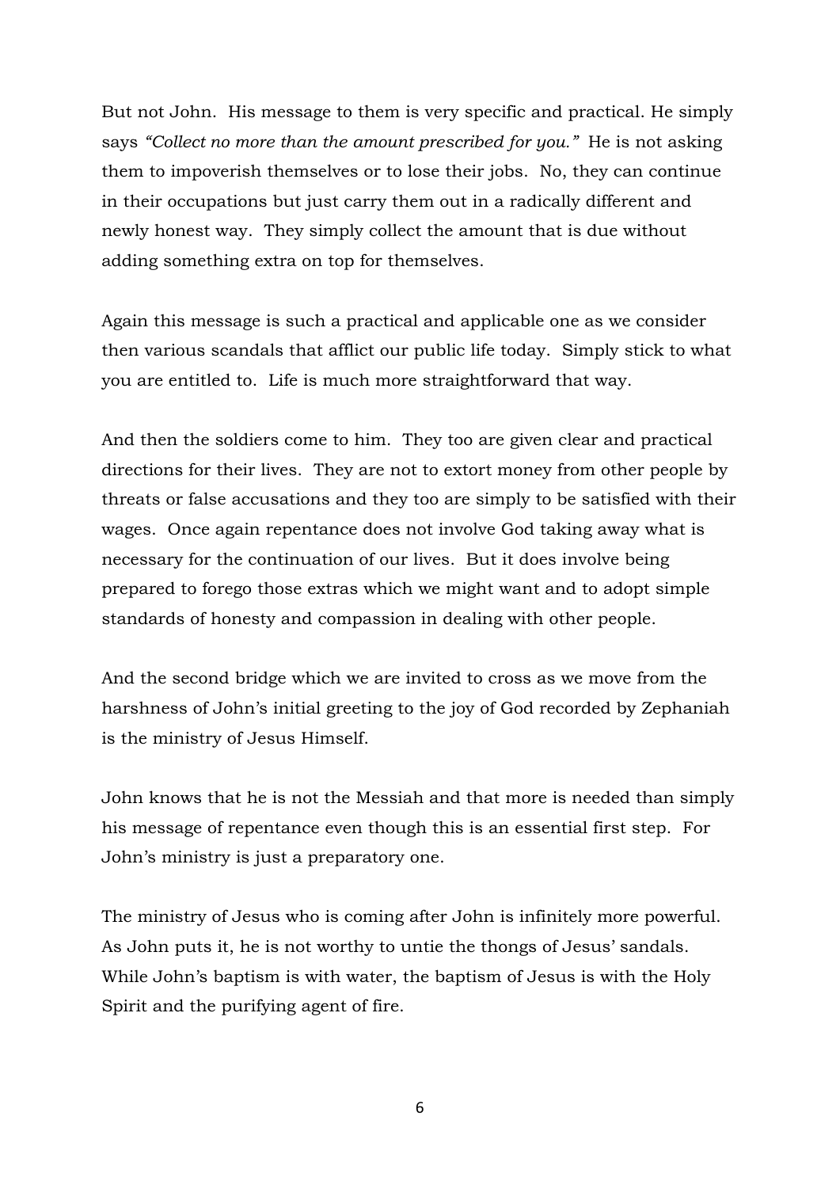But not John. His message to them is very specific and practical. He simply says *"Collect no more than the amount prescribed for you."* He is not asking them to impoverish themselves or to lose their jobs. No, they can continue in their occupations but just carry them out in a radically different and newly honest way. They simply collect the amount that is due without adding something extra on top for themselves.

Again this message is such a practical and applicable one as we consider then various scandals that afflict our public life today. Simply stick to what you are entitled to. Life is much more straightforward that way.

And then the soldiers come to him. They too are given clear and practical directions for their lives. They are not to extort money from other people by threats or false accusations and they too are simply to be satisfied with their wages. Once again repentance does not involve God taking away what is necessary for the continuation of our lives. But it does involve being prepared to forego those extras which we might want and to adopt simple standards of honesty and compassion in dealing with other people.

And the second bridge which we are invited to cross as we move from the harshness of John's initial greeting to the joy of God recorded by Zephaniah is the ministry of Jesus Himself.

John knows that he is not the Messiah and that more is needed than simply his message of repentance even though this is an essential first step. For John's ministry is just a preparatory one.

The ministry of Jesus who is coming after John is infinitely more powerful. As John puts it, he is not worthy to untie the thongs of Jesus' sandals. While John's baptism is with water, the baptism of Jesus is with the Holy Spirit and the purifying agent of fire.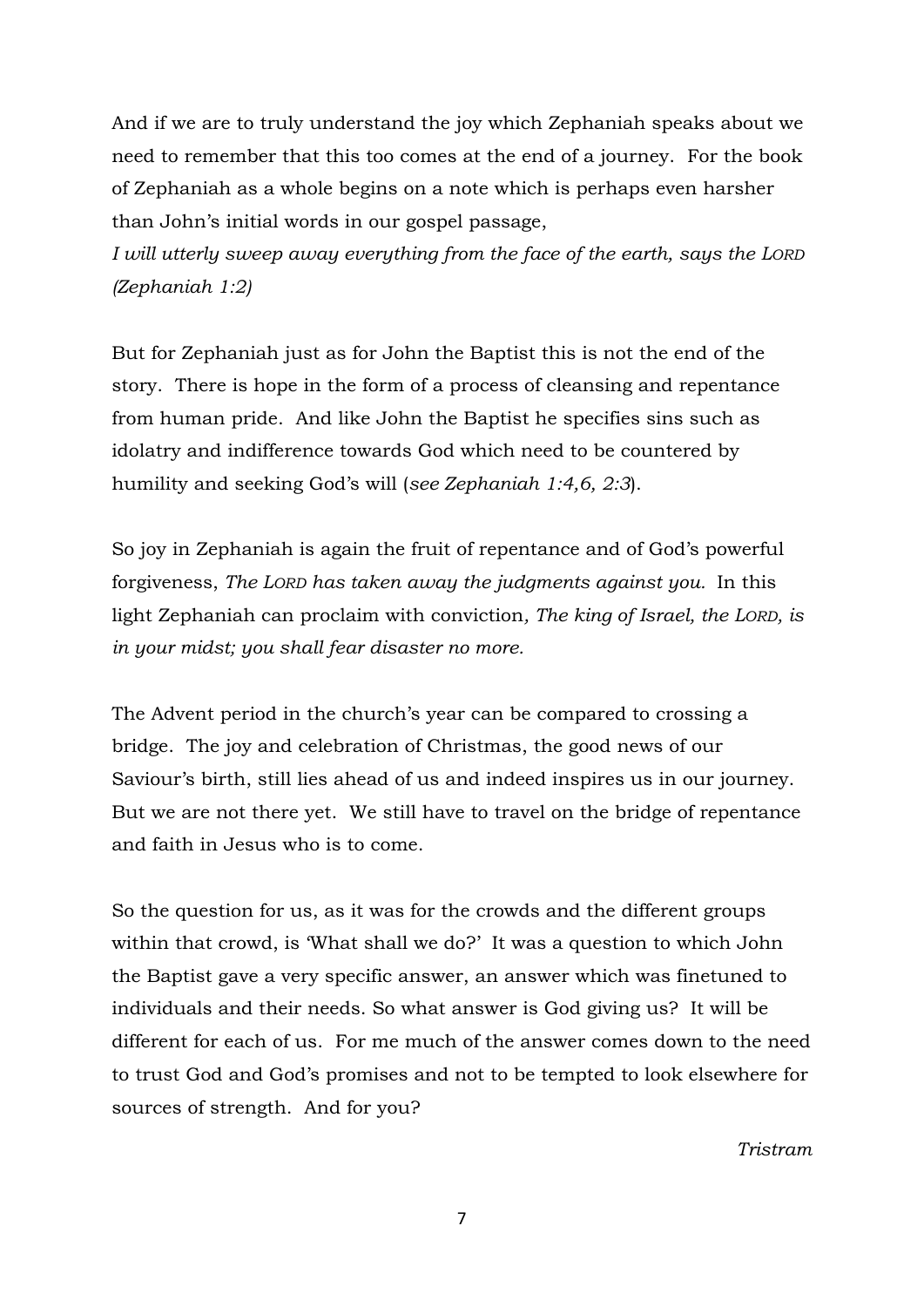And if we are to truly understand the joy which Zephaniah speaks about we need to remember that this too comes at the end of a journey. For the book of Zephaniah as a whole begins on a note which is perhaps even harsher than John's initial words in our gospel passage,

*I will utterly sweep away everything from the face of the earth, says the LORD (Zephaniah 1:2)*

But for Zephaniah just as for John the Baptist this is not the end of the story. There is hope in the form of a process of cleansing and repentance from human pride. And like John the Baptist he specifies sins such as idolatry and indifference towards God which need to be countered by humility and seeking God's will (*see Zephaniah 1:4,6, 2:3*).

So joy in Zephaniah is again the fruit of repentance and of God's powerful forgiveness, *The LORD has taken away the judgments against you.* In this light Zephaniah can proclaim with conviction, *The king of Israel, the LORD, is in your midst; you shall fear disaster no more.*

The Advent period in the church's year can be compared to crossing a bridge. The joy and celebration of Christmas, the good news of our Saviour's birth, still lies ahead of us and indeed inspires us in our journey. But we are not there yet. We still have to travel on the bridge of repentance and faith in Jesus who is to come.

So the question for us, as it was for the crowds and the different groups within that crowd, is 'What shall we do?' It was a question to which John the Baptist gave a very specific answer, an answer which was finetuned to individuals and their needs. So what answer is God giving us? It will be different for each of us. For me much of the answer comes down to the need to trust God and God's promises and not to be tempted to look elsewhere for sources of strength. And for you?

*Tristram*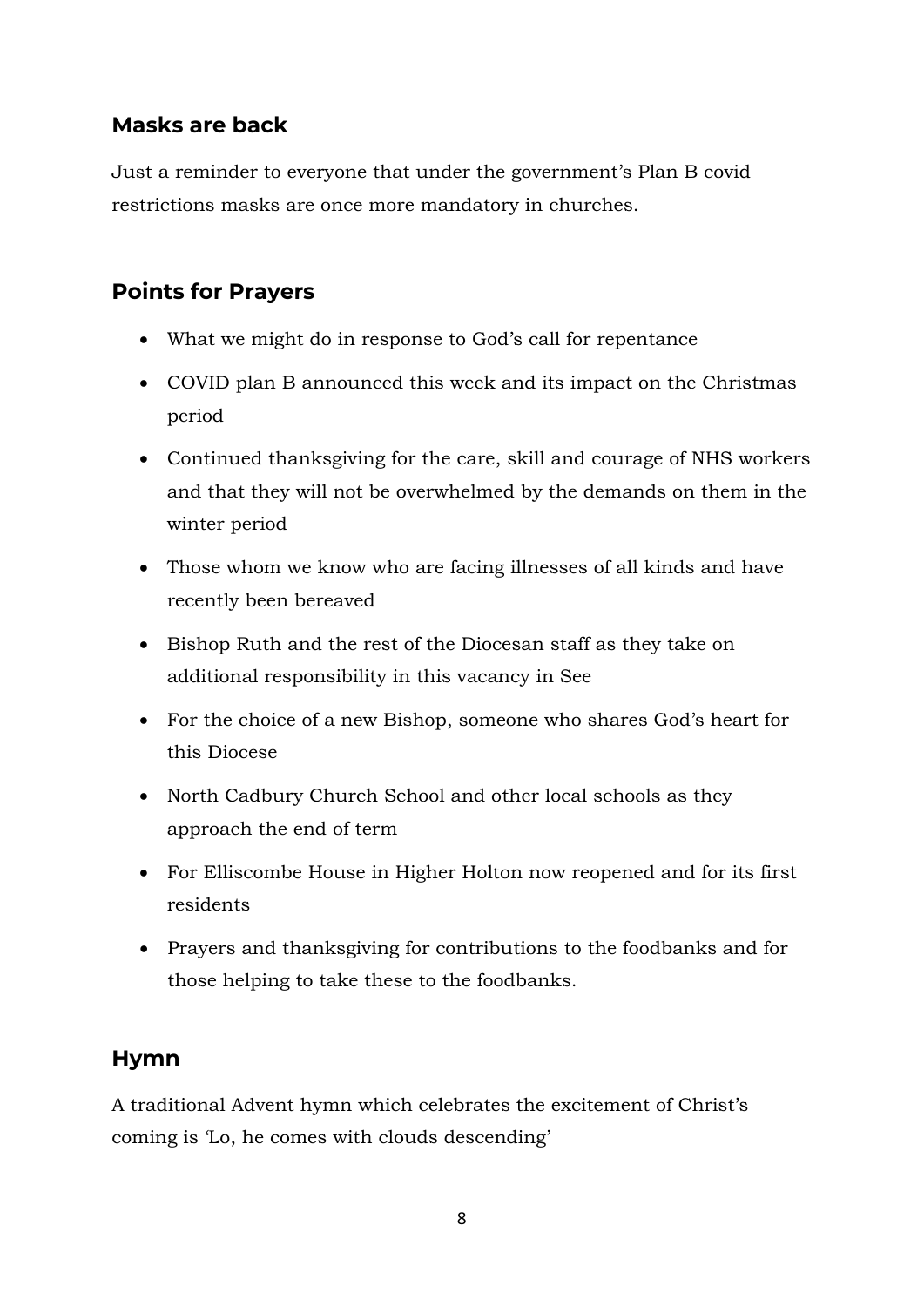## Masks are back

Just a reminder to everyone that under the government's Plan B covid restrictions masks are once more mandatory in churches.

## Points for Prayers

- What we might do in response to God's call for repentance
- COVID plan B announced this week and its impact on the Christmas period
- Continued thanksgiving for the care, skill and courage of NHS workers and that they will not be overwhelmed by the demands on them in the winter period
- Those whom we know who are facing illnesses of all kinds and have recently been bereaved
- Bishop Ruth and the rest of the Diocesan staff as they take on additional responsibility in this vacancy in See
- For the choice of a new Bishop, someone who shares God's heart for this Diocese
- North Cadbury Church School and other local schools as they approach the end of term
- For Elliscombe House in Higher Holton now reopened and for its first residents
- Prayers and thanksgiving for contributions to the foodbanks and for those helping to take these to the foodbanks.

## Hymn

A traditional Advent hymn which celebrates the excitement of Christ's coming is 'Lo, he comes with clouds descending'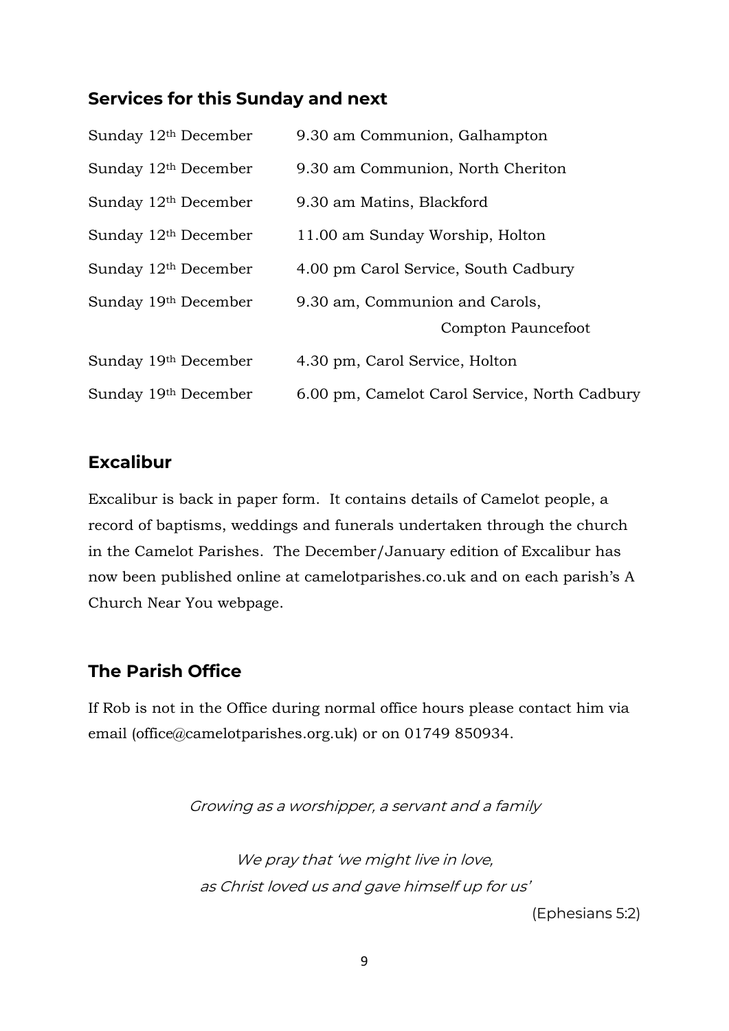## Services for this Sunday and next

| | |
|---|---|
| Sunday 12th December | 9.30 am Communion, Galhampton |
| Sunday 12th December | 9.30 am Communion, North Cheriton |
| Sunday 12th December | 9.30 am Matins, Blackford |
| Sunday 12th December | 11.00 am Sunday Worship, Holton |
| Sunday 12th December | 4.00 pm Carol Service, South Cadbury |
| Sunday 19th December | 9.30 am, Communion and Carols, Compton Pauncefoot |
| Sunday 19th December | 4.30 pm, Carol Service, Holton |
| Sunday 19th December | 6.00 pm, Camelot Carol Service, North Cadbury |

## Excalibur

Excalibur is back in paper form. It contains details of Camelot people, a record of baptisms, weddings and funerals undertaken through the church in the Camelot Parishes. The December/January edition of Excalibur has now been published online at camelotparishes.co.uk and on each parish's A Church Near You webpage.

## The Parish Office

If Rob is not in the Office during normal office hours please contact him via email (office@camelotparishes.org.uk) or on 01749 850934.

*Growing as a worshipper, a servant and a family*

*We pray that 'we might live in love,*
*as Christ loved us and gave himself up for us'*

(Ephesians 5:2)